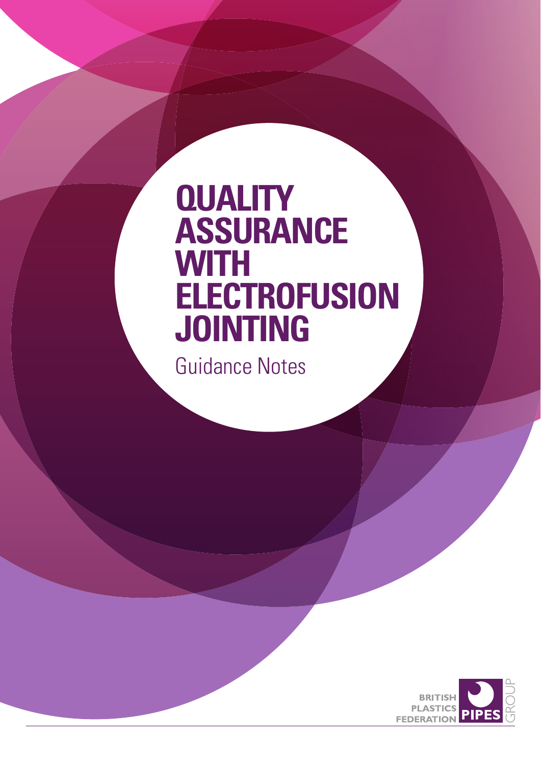# QUALITY ASSURANCE WITH ELECTROFUSION JOINTING

Guidance Notes

BRITISH PLASTICS FEDERATION PIPES GROUP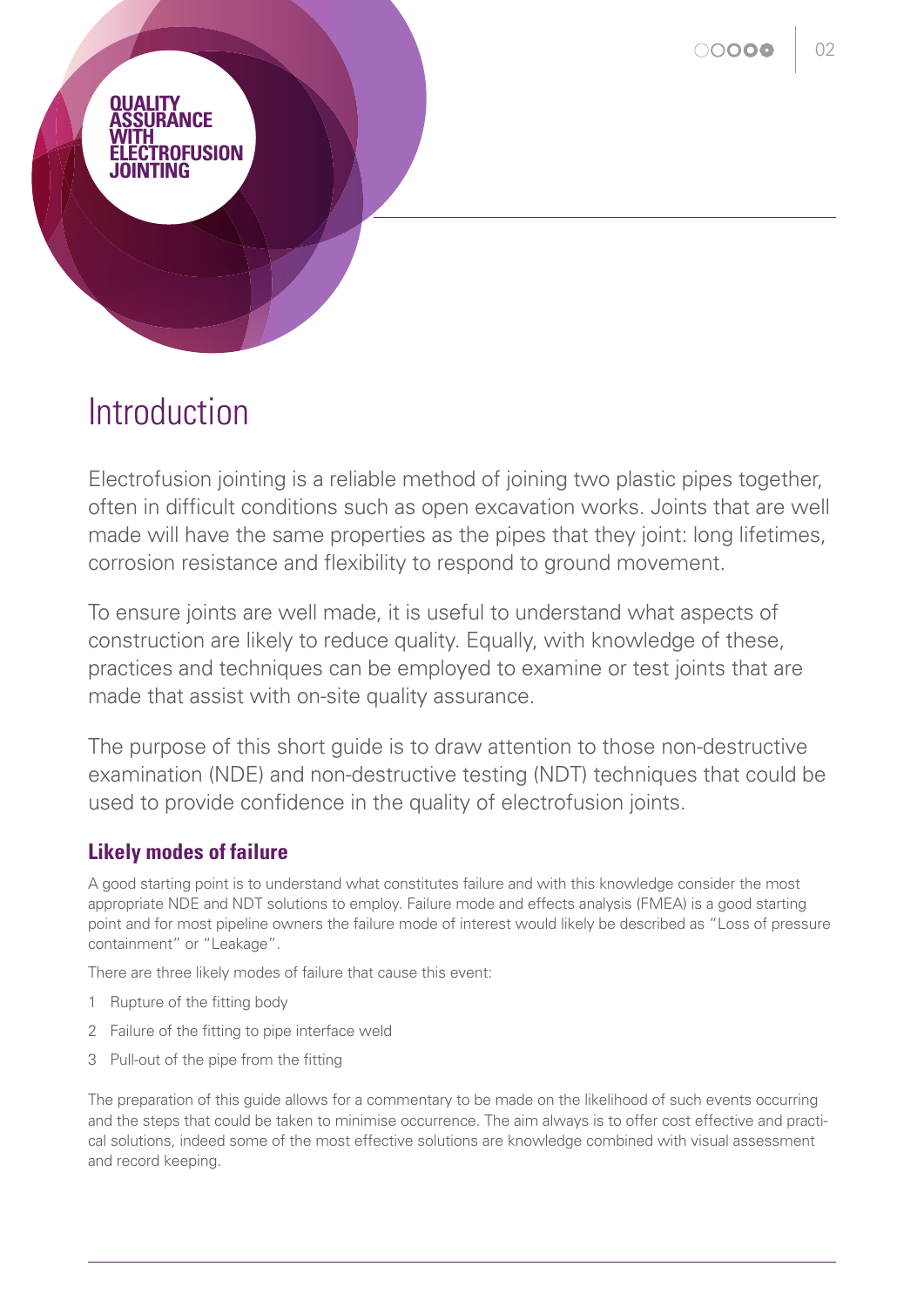QUALITY ASSURANCE WITH ELECTROFUSION JOINTING

# Introduction

Electrofusion jointing is a reliable method of joining two plastic pipes together, often in difficult conditions such as open excavation works. Joints that are well made will have the same properties as the pipes that they joint: long lifetimes, corrosion resistance and flexibility to respond to ground movement.

To ensure joints are well made, it is useful to understand what aspects of construction are likely to reduce quality. Equally, with knowledge of these, practices and techniques can be employed to examine or test joints that are made that assist with on-site quality assurance.

The purpose of this short guide is to draw attention to those non-destructive examination (NDE) and non-destructive testing (NDT) techniques that could be used to provide confidence in the quality of electrofusion joints.

## Likely modes of failure

A good starting point is to understand what constitutes failure and with this knowledge consider the most appropriate NDE and NDT solutions to employ. Failure mode and effects analysis (FMEA) is a good starting point and for most pipeline owners the failure mode of interest would likely be described as "Loss of pressure containment" or "Leakage".

There are three likely modes of failure that cause this event:

1. Rupture of the fitting body
2. Failure of the fitting to pipe interface weld
3. Pull-out of the pipe from the fitting

The preparation of this guide allows for a commentary to be made on the likelihood of such events occurring and the steps that could be taken to minimise occurrence. The aim always is to offer cost effective and practical solutions, indeed some of the most effective solutions are knowledge combined with visual assessment and record keeping.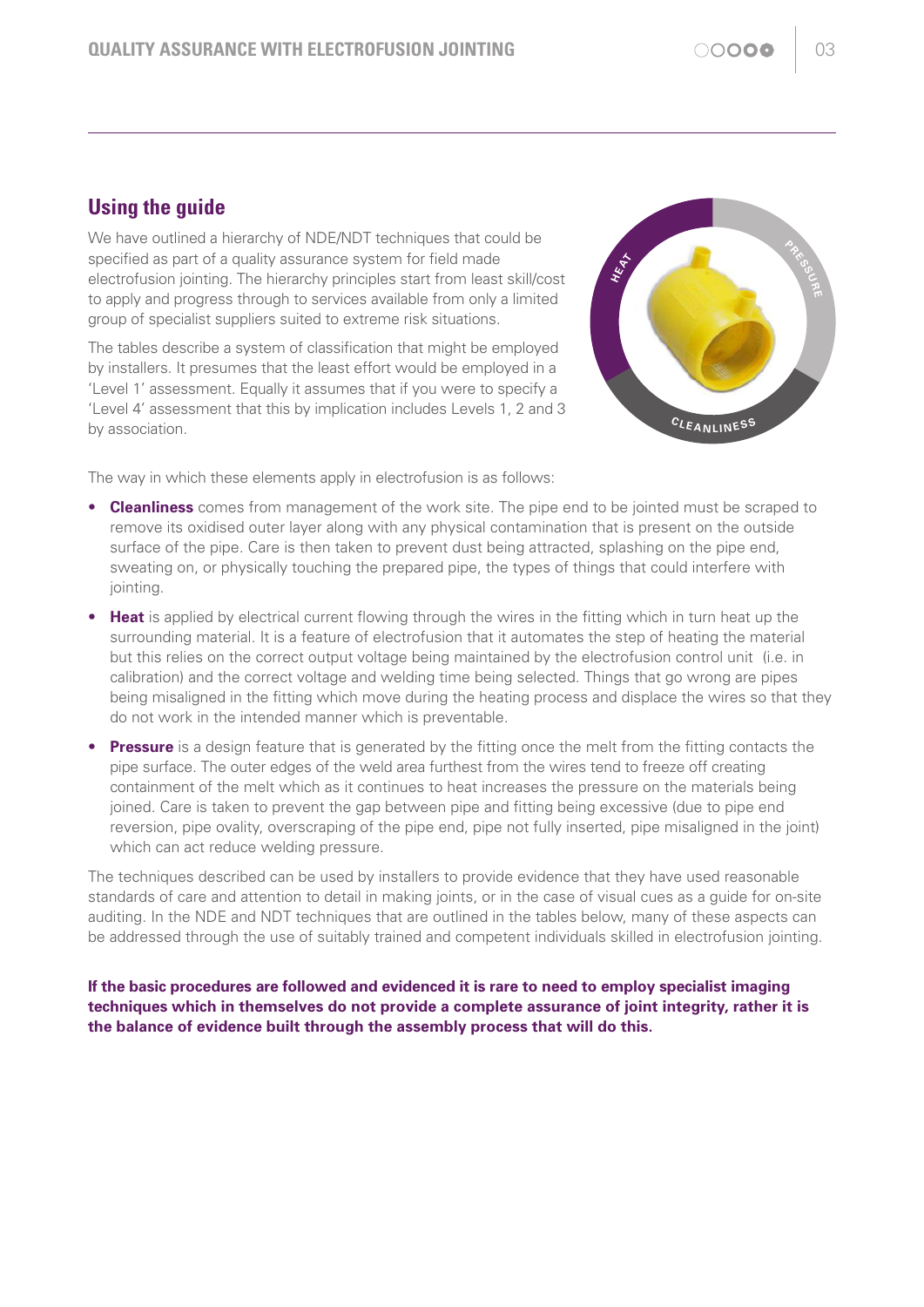## Using the guide

We have outlined a hierarchy of NDE/NDT techniques that could be specified as part of a quality assurance system for field made electrofusion jointing. The hierarchy principles start from least skill/cost to apply and progress through to services available from only a limited group of specialist suppliers suited to extreme risk situations.

The tables describe a system of classification that might be employed by installers. It presumes that the least effort would be employed in a 'Level 1' assessment. Equally it assumes that if you were to specify a 'Level 4' assessment that this by implication includes Levels 1, 2 and 3 by association.

The way in which these elements apply in electrofusion is as follows:

- **Cleanliness** comes from management of the work site. The pipe end to be jointed must be scraped to remove its oxidised outer layer along with any physical contamination that is present on the outside surface of the pipe. Care is then taken to prevent dust being attracted, splashing on the pipe end, sweating on, or physically touching the prepared pipe, the types of things that could interfere with jointing.
- **Heat** is applied by electrical current flowing through the wires in the fitting which in turn heat up the surrounding material. It is a feature of electrofusion that it automates the step of heating the material but this relies on the correct output voltage being maintained by the electrofusion control unit (i.e. in calibration) and the correct voltage and welding time being selected. Things that go wrong are pipes being misaligned in the fitting which move during the heating process and displace the wires so that they do not work in the intended manner which is preventable.
- **Pressure** is a design feature that is generated by the fitting once the melt from the fitting contacts the pipe surface. The outer edges of the weld area furthest from the wires tend to freeze off creating containment of the melt which as it continues to heat increases the pressure on the materials being joined. Care is taken to prevent the gap between pipe and fitting being excessive (due to pipe end reversion, pipe ovality, overscraping of the pipe end, pipe not fully inserted, pipe misaligned in the joint) which can act reduce welding pressure.

The techniques described can be used by installers to provide evidence that they have used reasonable standards of care and attention to detail in making joints, or in the case of visual cues as a guide for on-site auditing. In the NDE and NDT techniques that are outlined in the tables below, many of these aspects can be addressed through the use of suitably trained and competent individuals skilled in electrofusion jointing.

**If the basic procedures are followed and evidenced it is rare to need to employ specialist imaging techniques which in themselves do not provide a complete assurance of joint integrity, rather it is the balance of evidence built through the assembly process that will do this.**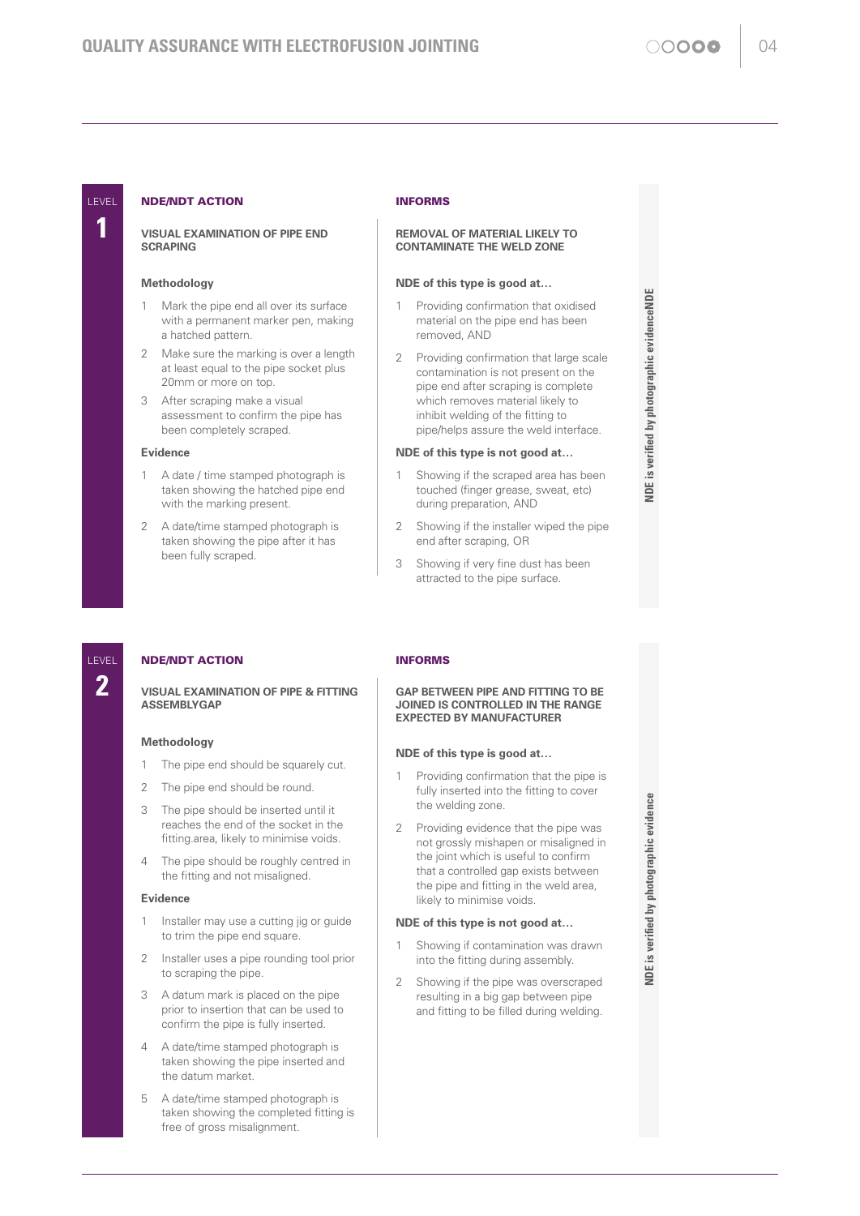## LEVEL 1

### NDE/NDT ACTION

**VISUAL EXAMINATION OF PIPE END SCRAPING**

**Methodology**

1. Mark the pipe end all over its surface with a permanent marker pen, making a hatched pattern.
2. Make sure the marking is over a length at least equal to the pipe socket plus 20mm or more on top.
3. After scraping make a visual assessment to confirm the pipe has been completely scraped.

**Evidence**

1. A date / time stamped photograph is taken showing the hatched pipe end with the marking present.
2. A date/time stamped photograph is taken showing the pipe after it has been fully scraped.

### INFORMS

**REMOVAL OF MATERIAL LIKELY TO CONTAMINATE THE WELD ZONE**

**NDE of this type is good at…**

1. Providing confirmation that oxidised material on the pipe end has been removed, AND
2. Providing confirmation that large scale contamination is not present on the pipe end after scraping is complete which removes material likely to inhibit welding of the fitting to pipe/helps assure the weld interface.

**NDE of this type is not good at…**

1. Showing if the scraped area has been touched (finger grease, sweat, etc) during preparation, AND
2. Showing if the installer wiped the pipe end after scraping, OR
3. Showing if very fine dust has been attracted to the pipe surface.

**NDE is verified by photographic evidenceNDE**

## LEVEL 2

### NDE/NDT ACTION

**VISUAL EXAMINATION OF PIPE & FITTING ASSEMBLYGAP**

**Methodology**

1. The pipe end should be squarely cut.
2. The pipe end should be round.
3. The pipe should be inserted until it reaches the end of the socket in the fitting.area, likely to minimise voids.
4. The pipe should be roughly centred in the fitting and not misaligned.

**Evidence**

1. Installer may use a cutting jig or guide to trim the pipe end square.
2. Installer uses a pipe rounding tool prior to scraping the pipe.
3. A datum mark is placed on the pipe prior to insertion that can be used to confirm the pipe is fully inserted.
4. A date/time stamped photograph is taken showing the pipe inserted and the datum market.
5. A date/time stamped photograph is taken showing the completed fitting is free of gross misalignment.

### INFORMS

**GAP BETWEEN PIPE AND FITTING TO BE JOINED IS CONTROLLED IN THE RANGE EXPECTED BY MANUFACTURER**

**NDE of this type is good at…**

1. Providing confirmation that the pipe is fully inserted into the fitting to cover the welding zone.
2. Providing evidence that the pipe was not grossly mishapen or misaligned in the joint which is useful to confirm that a controlled gap exists between the pipe and fitting in the weld area, likely to minimise voids.

**NDE of this type is not good at…**

1. Showing if contamination was drawn into the fitting during assembly.
2. Showing if the pipe was overscraped resulting in a big gap between pipe and fitting to be filled during welding.

**NDE is verified by photographic evidence**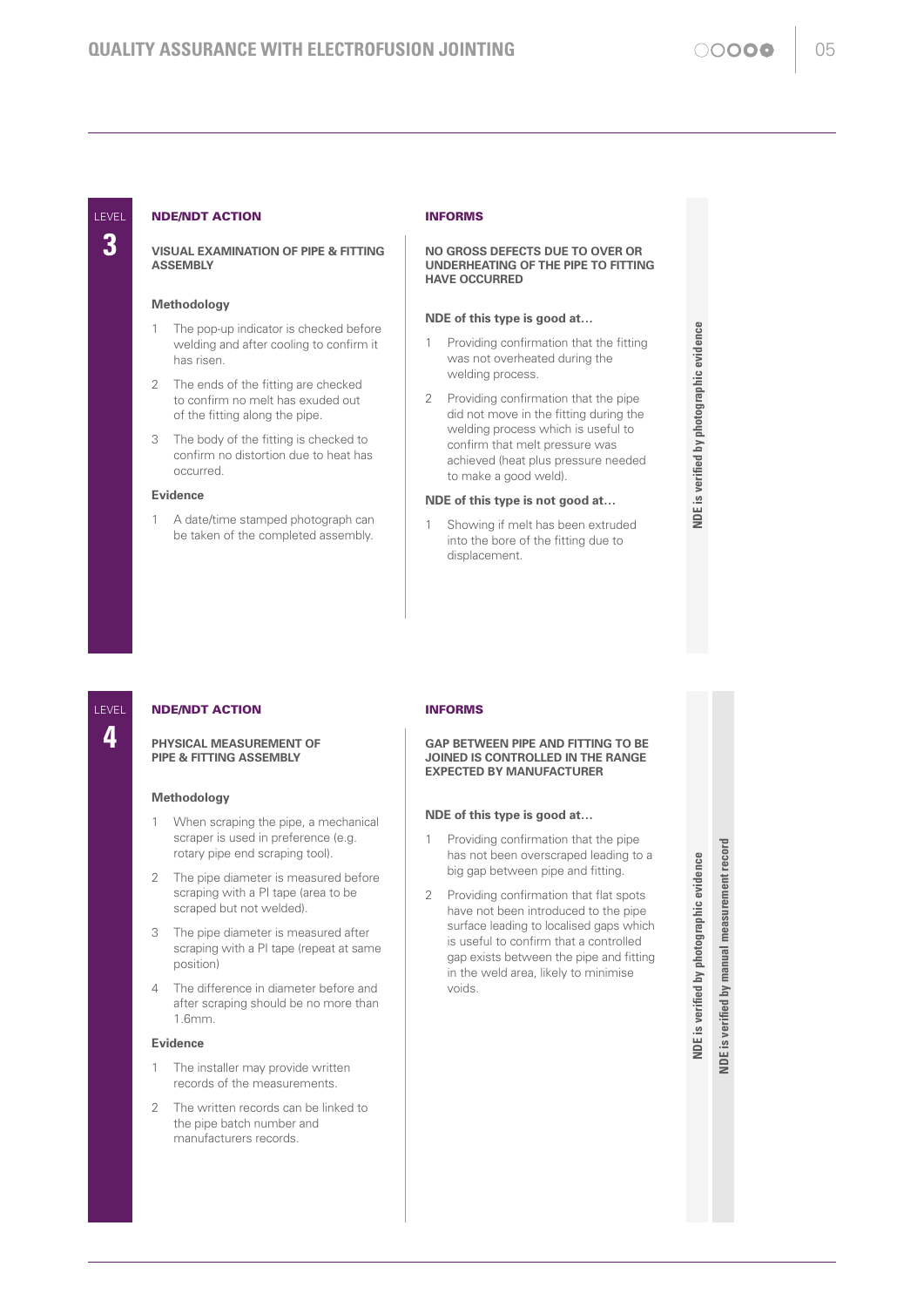## LEVEL 3

### NDE/NDT ACTION

**VISUAL EXAMINATION OF PIPE & FITTING ASSEMBLY**

**Methodology**

1. The pop-up indicator is checked before welding and after cooling to confirm it has risen.
2. The ends of the fitting are checked to confirm no melt has exuded out of the fitting along the pipe.
3. The body of the fitting is checked to confirm no distortion due to heat has occurred.

**Evidence**

1. A date/time stamped photograph can be taken of the completed assembly.

### INFORMS

**NO GROSS DEFECTS DUE TO OVER OR UNDERHEATING OF THE PIPE TO FITTING HAVE OCCURRED**

**NDE of this type is good at…**

1. Providing confirmation that the fitting was not overheated during the welding process.
2. Providing confirmation that the pipe did not move in the fitting during the welding process which is useful to confirm that melt pressure was achieved (heat plus pressure needed to make a good weld).

**NDE of this type is not good at…**

1. Showing if melt has been extruded into the bore of the fitting due to displacement.

**NDE is verified by photographic evidence**

## LEVEL 4

### NDE/NDT ACTION

**PHYSICAL MEASUREMENT OF PIPE & FITTING ASSEMBLY**

**Methodology**

1. When scraping the pipe, a mechanical scraper is used in preference (e.g. rotary pipe end scraping tool).
2. The pipe diameter is measured before scraping with a PI tape (area to be scraped but not welded).
3. The pipe diameter is measured after scraping with a PI tape (repeat at same position)
4. The difference in diameter before and after scraping should be no more than 1.6mm.

**Evidence**

1. The installer may provide written records of the measurements.
2. The written records can be linked to the pipe batch number and manufacturers records.

### INFORMS

**GAP BETWEEN PIPE AND FITTING TO BE JOINED IS CONTROLLED IN THE RANGE EXPECTED BY MANUFACTURER**

**NDE of this type is good at…**

1. Providing confirmation that the pipe has not been overscraped leading to a big gap between pipe and fitting.
2. Providing confirmation that flat spots have not been introduced to the pipe surface leading to localised gaps which is useful to confirm that a controlled gap exists between the pipe and fitting in the weld area, likely to minimise voids.

**NDE is verified by photographic evidence**

**NDE is verified by manual measurement record**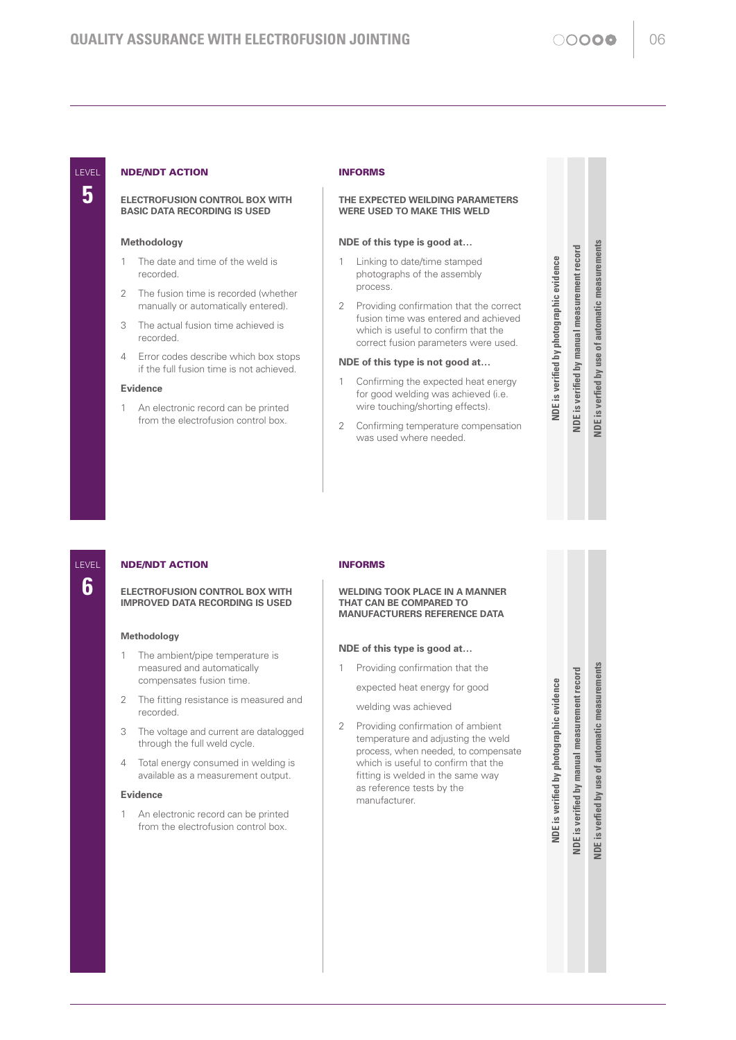## LEVEL 5

### NDE/NDT ACTION

**ELECTROFUSION CONTROL BOX WITH BASIC DATA RECORDING IS USED**

**Methodology**

1. The date and time of the weld is recorded.
2. The fusion time is recorded (whether manually or automatically entered).
3. The actual fusion time achieved is recorded.
4. Error codes describe which box stops if the full fusion time is not achieved.

**Evidence**

1. An electronic record can be printed from the electrofusion control box.

### INFORMS

**THE EXPECTED WEILDING PARAMETERS WERE USED TO MAKE THIS WELD**

**NDE of this type is good at…**

1. Linking to date/time stamped photographs of the assembly process.
2. Providing confirmation that the correct fusion time was entered and achieved which is useful to confirm that the correct fusion parameters were used.

**NDE of this type is not good at…**

1. Confirming the expected heat energy for good welding was achieved (i.e. wire touching/shorting effects).
2. Confirming temperature compensation was used where needed.

NDE is verified by photographic evidence

NDE is verified by manual measurement record

NDE is verfied by use of automatic measurements

## LEVEL 6

### NDE/NDT ACTION

**ELECTROFUSION CONTROL BOX WITH IMPROVED DATA RECORDING IS USED**

**Methodology**

1. The ambient/pipe temperature is measured and automatically compensates fusion time.
2. The fitting resistance is measured and recorded.
3. The voltage and current are datalogged through the full weld cycle.
4. Total energy consumed in welding is available as a measurement output.

**Evidence**

1. An electronic record can be printed from the electrofusion control box.

### INFORMS

**WELDING TOOK PLACE IN A MANNER THAT CAN BE COMPARED TO MANUFACTURERS REFERENCE DATA**

**NDE of this type is good at…**

1. Providing confirmation that the expected heat energy for good welding was achieved
2. Providing confirmation of ambient temperature and adjusting the weld process, when needed, to compensate which is useful to confirm that the fitting is welded in the same way as reference tests by the manufacturer.

NDE is verified by photographic evidence

NDE is verified by manual measurement record

NDE is verfied by use of automatic measurements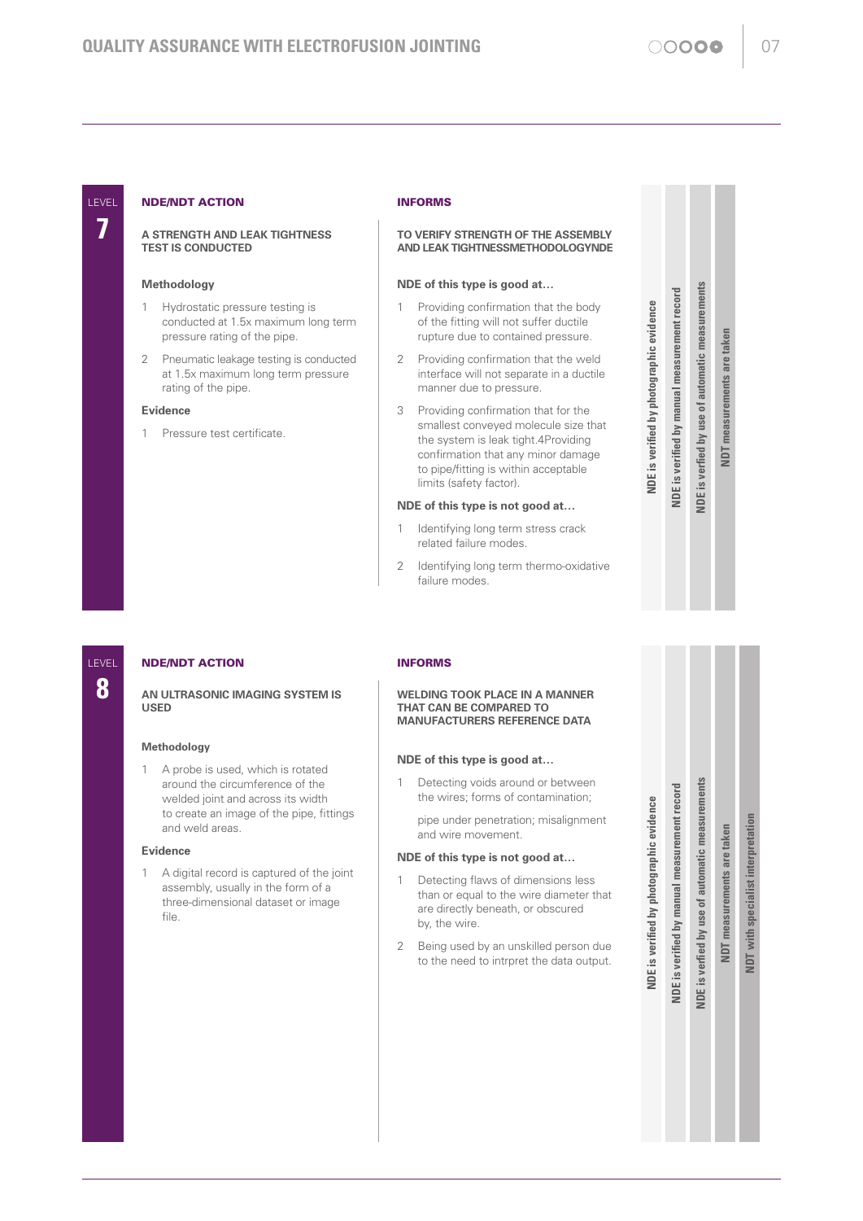## LEVEL 7

### NDE/NDT ACTION

**A STRENGTH AND LEAK TIGHTNESS TEST IS CONDUCTED**

**Methodology**

1. Hydrostatic pressure testing is conducted at 1.5x maximum long term pressure rating of the pipe.
2. Pneumatic leakage testing is conducted at 1.5x maximum long term pressure rating of the pipe.

**Evidence**

1. Pressure test certificate.

### INFORMS

**TO VERIFY STRENGTH OF THE ASSEMBLY AND LEAK TIGHTNESSMETHODOLOGYNDE**

**NDE of this type is good at…**

1. Providing confirmation that the body of the fitting will not suffer ductile rupture due to contained pressure.
2. Providing confirmation that the weld interface will not separate in a ductile manner due to pressure.
3. Providing confirmation that for the smallest conveyed molecule size that the system is leak tight.4Providing confirmation that any minor damage to pipe/fitting is within acceptable limits (safety factor).

**NDE of this type is not good at…**

1. Identifying long term stress crack related failure modes.
2. Identifying long term thermo-oxidative failure modes.

- NDE is verified by photographic evidence
- NDE is verified by manual measurement record
- NDE is verfied by use of automatic measurements
- NDT measurements are taken

## LEVEL 8

### NDE/NDT ACTION

**AN ULTRASONIC IMAGING SYSTEM IS USED**

**Methodology**

1. A probe is used, which is rotated around the circumference of the welded joint and across its width to create an image of the pipe, fittings and weld areas.

**Evidence**

1. A digital record is captured of the joint assembly, usually in the form of a three-dimensional dataset or image file.

### INFORMS

**WELDING TOOK PLACE IN A MANNER THAT CAN BE COMPARED TO MANUFACTURERS REFERENCE DATA**

**NDE of this type is good at…**

1. Detecting voids around or between the wires; forms of contamination;

   pipe under penetration; misalignment and wire movement.

**NDE of this type is not good at…**

1. Detecting flaws of dimensions less than or equal to the wire diameter that are directly beneath, or obscured by, the wire.
2. Being used by an unskilled person due to the need to intrpret the data output.

- NDE is verified by photographic evidence
- NDE is verified by manual measurement record
- NDE is verfied by use of automatic measurements
- NDT measurements are taken
- NDT with specialist interpretation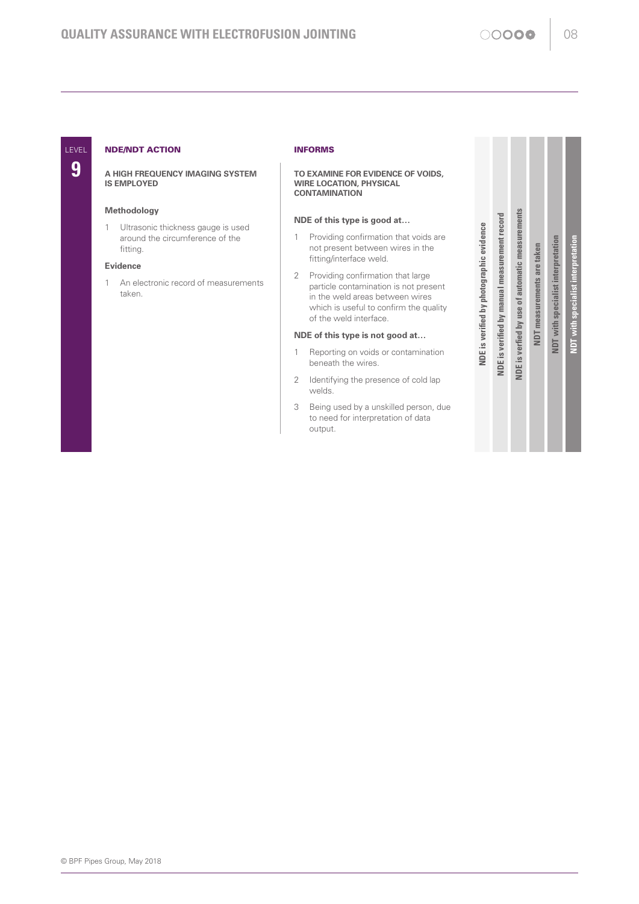LEVEL

**9**

**NDE/NDT ACTION**

**A HIGH FREQUENCY IMAGING SYSTEM IS EMPLOYED**

**Methodology**

1. Ultrasonic thickness gauge is used around the circumference of the fitting.

**Evidence**

1. An electronic record of measurements taken.

**INFORMS**

**TO EXAMINE FOR EVIDENCE OF VOIDS, WIRE LOCATION, PHYSICAL CONTAMINATION**

**NDE of this type is good at…**

1. Providing confirmation that voids are not present between wires in the fitting/interface weld.
2. Providing confirmation that large particle contamination is not present in the weld areas between wires which is useful to confirm the quality of the weld interface.

**NDE of this type is not good at…**

1. Reporting on voids or contamination beneath the wires.
2. Identifying the presence of cold lap welds.
3. Being used by a unskilled person, due to need for interpretation of data output.

**NDE is verified by photographic evidence**

**NDE is verified by manual measurement record**

**NDE is verfied by use of automatic measurements**

**NDT measurements are taken**

**NDT with specialist interpretation**

**NDT with specialist interpretation**

© BPF Pipes Group, May 2018